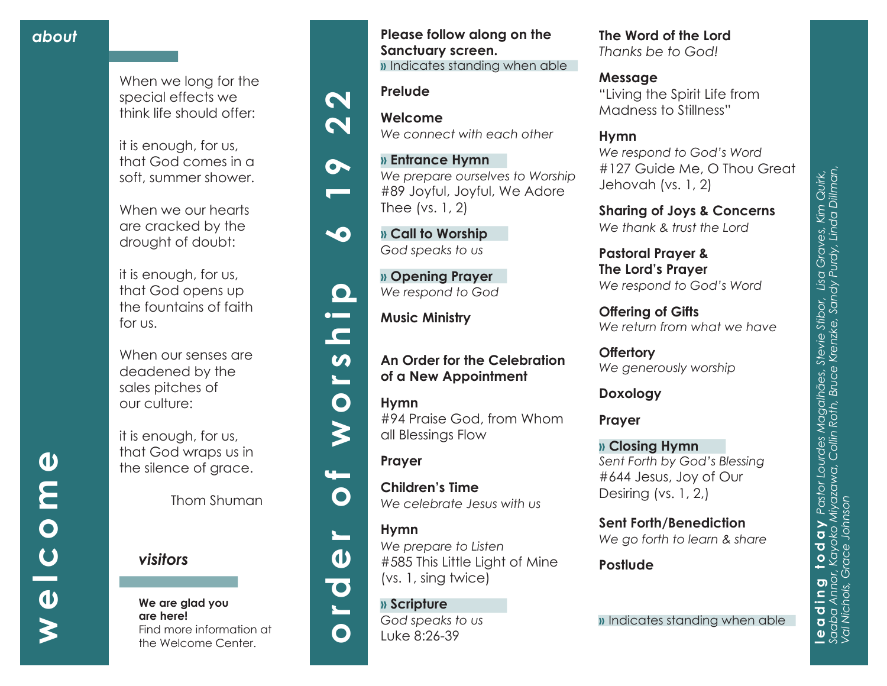# welcome

## about

When we long for the special effects we think life should offer:

it is enough, for us, that God comes in a soft, summer shower.

When we our hearts are cracked by the drought of doubt:

it is enough, for us, that God opens up the fountains of faith for us.

When our senses are deadened by the sales pitches of our culture:

it is enough, for us, that God wraps us in the silence of grace.

Thom Shuman

## visitors

**We are glad you are here!**
Find more information at the Welcome Center.

# order of worship 6 19 22

**Please follow along on the Sanctuary screen.**
» Indicates standing when able

**Prelude**

**Welcome**
*We connect with each other*

**» Entrance Hymn**
*We prepare ourselves to Worship*
#89 Joyful, Joyful, We Adore Thee (vs. 1, 2)

**» Call to Worship**
*God speaks to us*

**» Opening Prayer**
*We respond to God*

**Music Ministry**

**An Order for the Celebration of a New Appointment**

**Hymn**
#94 Praise God, from Whom all Blessings Flow

**Prayer**

**Children's Time**
*We celebrate Jesus with us*

**Hymn**
*We prepare to Listen*
#585 This Little Light of Mine (vs. 1, sing twice)

**» Scripture**
*God speaks to us*
Luke 8:26-39

**The Word of the Lord**
*Thanks be to God!*

**Message**
"Living the Spirit Life from Madness to Stillness"

**Hymn**
*We respond to God's Word*
#127 Guide Me, O Thou Great Jehovah (vs. 1, 2)

**Sharing of Joys & Concerns**
*We thank & trust the Lord*

**Pastoral Prayer & The Lord's Prayer**
*We respond to God's Word*

**Offering of Gifts**
*We return from what we have*

**Offertory**
*We generously worship*

**Doxology**

**Prayer**

**» Closing Hymn**
*Sent Forth by God's Blessing*
#644 Jesus, Joy of Our Desiring (vs. 1, 2,)

**Sent Forth/Benediction**
*We go forth to learn & share*

**Postlude**

» Indicates standing when able

**leading today** *Pastor Lourdes Magalhães, Stevie Stibor, Lisa Graves, Kim Quirk, Saaba Annor, Kayoko Miyazawa, Collin Roth, Bruce Krenzke, Sandy Purdy, Linda Dillman, Val Nichols, Grace Johnson*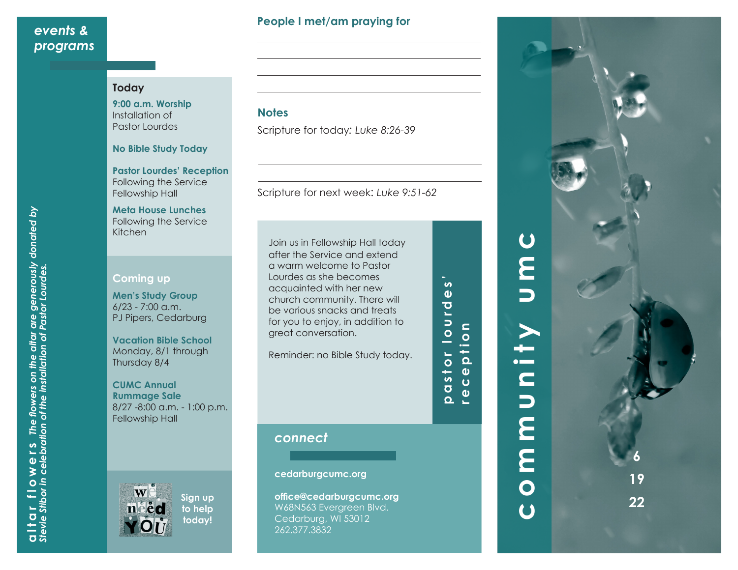## events & programs

### Today

**9:00 a.m. Worship**
Installation of Pastor Lourdes

**No Bible Study Today**

**Pastor Lourdes' Reception**
Following the Service
Fellowship Hall

**Meta House Lunches**
Following the Service
Kitchen

### Coming up

**Men's Study Group**
6/23 - 7:00 a.m.
PJ Pipers, Cedarburg

**Vacation Bible School**
Monday, 8/1 through Thursday 8/4

**CUMC Annual Rummage Sale**
8/27 -8:00 a.m. - 1:00 p.m.
Fellowship Hall

we need YOU

**Sign up to help today!**

**altar flowers** *The flowers on the altar are generously donated by Stevie Stibor in celebration of the installation of Pastor Lourdes.*

## People I met/am praying for

## Notes

Scripture for today: *Luke 8:26-39*

Scripture for next week: *Luke 9:51-62*

## pastor lourdes' reception

Join us in Fellowship Hall today after the Service and extend a warm welcome to Pastor Lourdes as she becomes acquainted with her new church community. There will be various snacks and treats for you to enjoy, in addition to great conversation.

Reminder: no Bible Study today.

## connect

**cedarburgcumc.org**

**office@cedarburgcumc.org**
W68N563 Evergreen Blvd.
Cedarburg, WI 53012
262.377.3832

# community umc

6
19
22